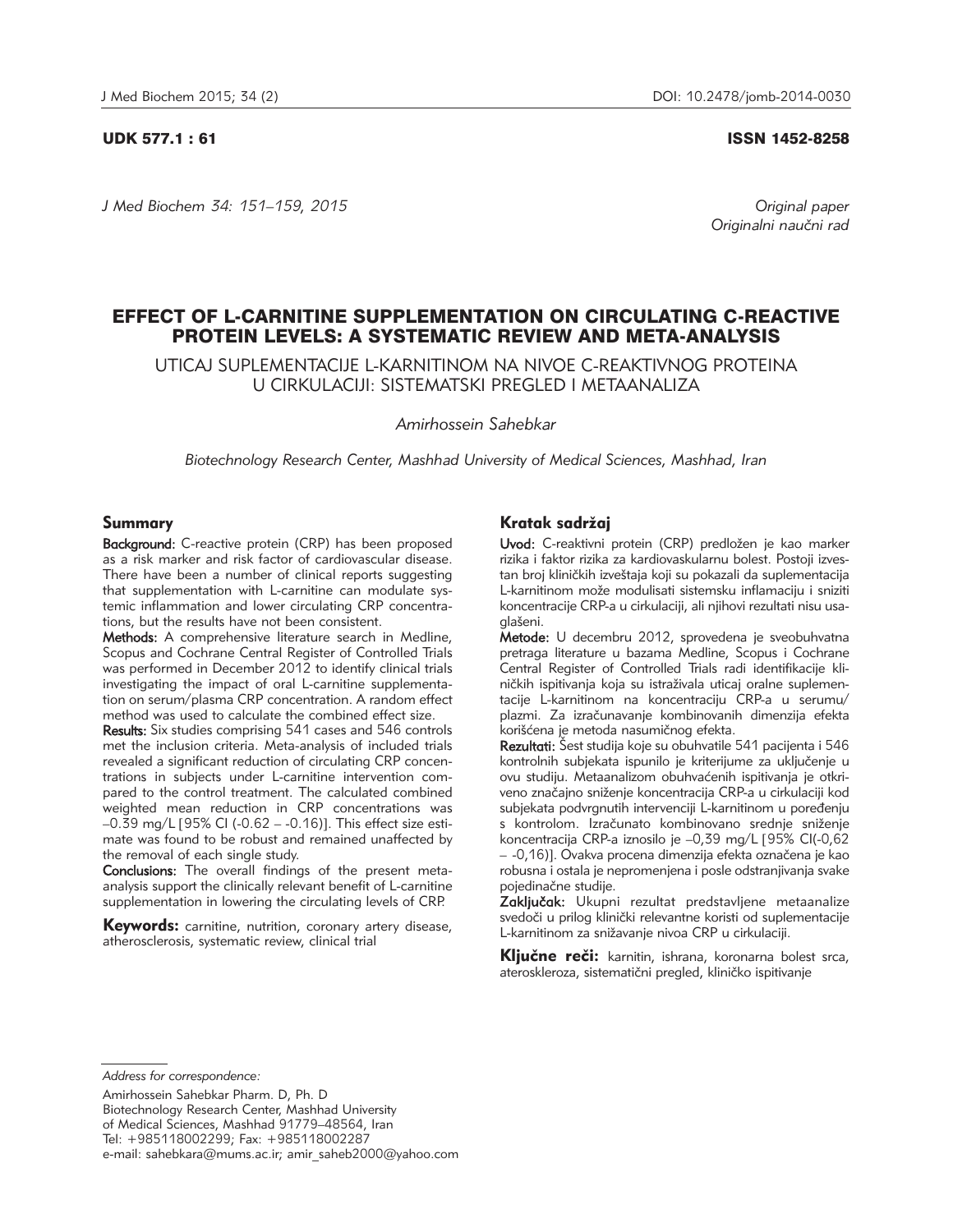UDK 577.1 : 61 ISSN 1452-8258

*Original paper*
*Originalni naučni rad*

# EFFECT OF L-CARNITINE SUPPLEMENTATION ON CIRCULATING C-REACTIVE PROTEIN LEVELS: A SYSTEMATIC REVIEW AND META-ANALYSIS

## UTICAJ SUPLEMENTACIJE L-KARNITINOM NA NIVOE C-REAKTIVNOG PROTEINA U CIRKULACIJI: SISTEMATSKI PREGLED I METAANALIZA

*Amirhossein Sahebkar*

*Biotechnology Research Center, Mashhad University of Medical Sciences, Mashhad, Iran*

### Summary

**Background:** C-reactive protein (CRP) has been proposed as a risk marker and risk factor of cardiovascular disease. There have been a number of clinical reports suggesting that supplementation with L-carnitine can modulate systemic inflammation and lower circulating CRP concentrations, but the results have not been consistent.

**Methods:** A comprehensive literature search in Medline, Scopus and Cochrane Central Register of Controlled Trials was performed in December 2012 to identify clinical trials investigating the impact of oral L-carnitine supplementation on serum/plasma CRP concentration. A random effect method was used to calculate the combined effect size.

**Results:** Six studies comprising 541 cases and 546 controls met the inclusion criteria. Meta-analysis of included trials revealed a significant reduction of circulating CRP concentrations in subjects under L-carnitine intervention compared to the control treatment. The calculated combined weighted mean reduction in CRP concentrations was –0.39 mg/L [95% CI (-0.62 – -0.16)]. This effect size estimate was found to be robust and remained unaffected by the removal of each single study.

**Conclusions:** The overall findings of the present meta-analysis support the clinically relevant benefit of L-carnitine supplementation in lowering the circulating levels of CRP.

**Keywords:** carnitine, nutrition, coronary artery disease, atherosclerosis, systematic review, clinical trial

### Kratak sadržaj

**Uvod:** C-reaktivni protein (CRP) predložen je kao marker rizika i faktor rizika za kardiovaskularnu bolest. Postoji izvestan broj kliničkih izveštaja koji su pokazali da suplementacija L-karnitinom može modulisati sistemsku inflamaciju i sniziti koncentracije CRP-a u cirkulaciji, ali njihovi rezultati nisu usaglašeni.

**Metode:** U decembru 2012, sprovedena je sveobuhvatna pretraga literature u bazama Medline, Scopus i Cochrane Central Register of Controlled Trials radi identifikacije kliničkih ispitivanja koja su istraživala uticaj oralne suplementacije L-karnitinom na koncentraciju CRP-a u serumu/plazmi. Za izračunavanje kombinovanih dimenzija efekta korišćena je metoda nasumičnog efekta.

**Rezultati:** Šest studija koje su obuhvatile 541 pacijenta i 546 kontrolnih subjekata ispunilo je kriterijume za uključenje u ovu studiju. Metaanalizom obuhvaćenih ispitivanja je otkriveno značajno sniženje koncentracija CRP-a u cirkulaciji kod subjekata podvrgnutih intervenciji L-karnitinom u poređenju s kontrolom. Izračunato kombinovano srednje sniženje koncentracija CRP-a iznosilo je –0,39 mg/L [95% CI(-0,62 – -0,16)]. Ovakva procena dimenzija efekta označena je kao robusna i ostala je nepromenjena i posle odstranjivanja svake pojedinačne studije.

**Zaključak:** Ukupni rezultat predstavljene metaanalize svedoči u prilog klinički relevantne koristi od suplementacije L-karnitinom za snižavanje nivoa CRP u cirkulaciji.

**Ključne reči:** karnitin, ishrana, koronarna bolest srca, ateroskleroza, sistematični pregled, kliničko ispitivanje

*Address for correspondence:*

Amirhossein Sahebkar Pharm. D, Ph. D
Biotechnology Research Center, Mashhad University of Medical Sciences, Mashhad 91779–48564, Iran
Tel: +985118002299; Fax: +985118002287
e-mail: sahebkara@mums.ac.ir; amir_saheb2000@yahoo.com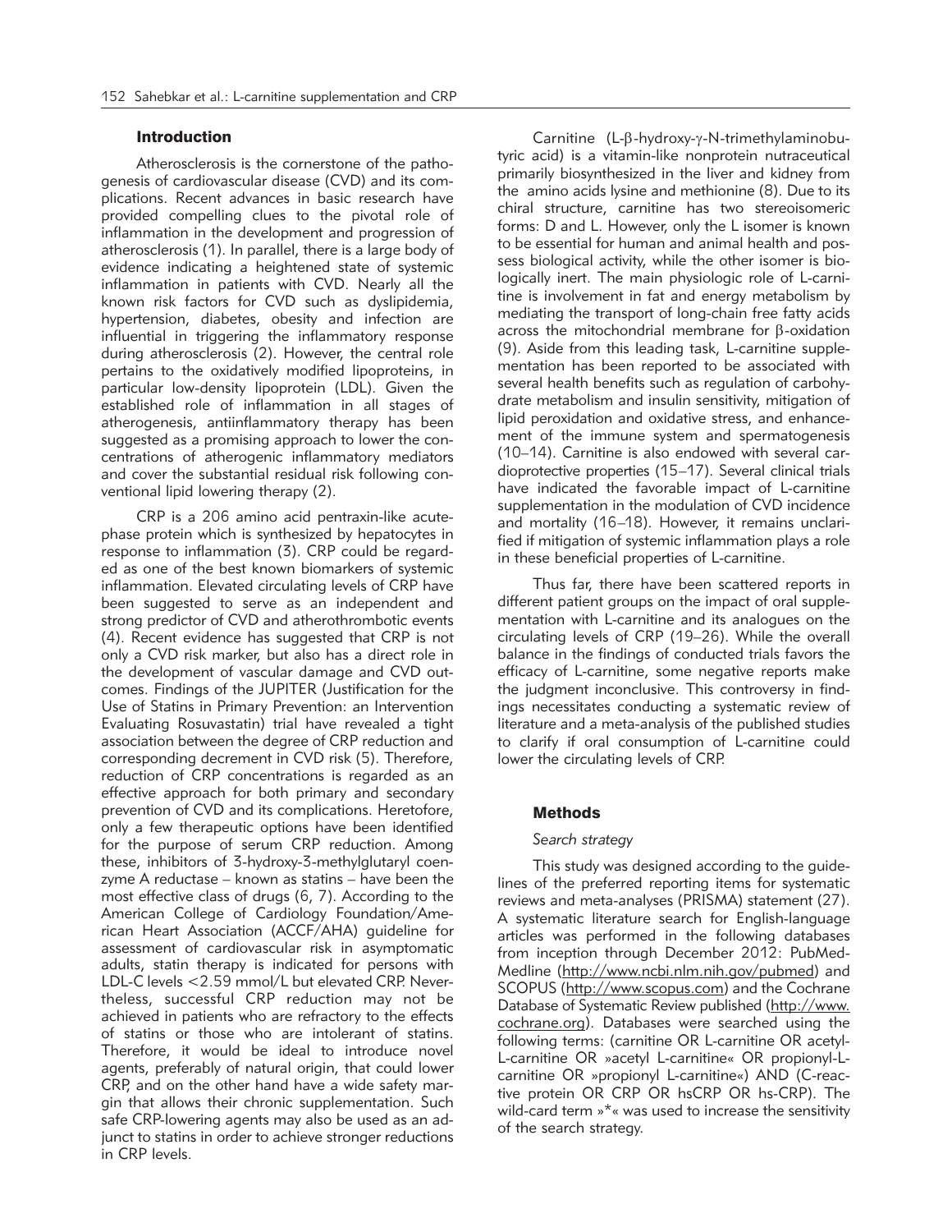## Introduction

Atherosclerosis is the cornerstone of the pathogenesis of cardiovascular disease (CVD) and its complications. Recent advances in basic research have provided compelling clues to the pivotal role of inflammation in the development and progression of atherosclerosis (1). In parallel, there is a large body of evidence indicating a heightened state of systemic inflammation in patients with CVD. Nearly all the known risk factors for CVD such as dyslipidemia, hypertension, diabetes, obesity and infection are influential in triggering the inflammatory response during atherosclerosis (2). However, the central role pertains to the oxidatively modified lipoproteins, in particular low-density lipoprotein (LDL). Given the established role of inflammation in all stages of atherogenesis, antiinflammatory therapy has been suggested as a promising approach to lower the concentrations of atherogenic inflammatory mediators and cover the substantial residual risk following conventional lipid lowering therapy (2).

CRP is a 206 amino acid pentraxin-like acute-phase protein which is synthesized by hepatocytes in response to inflammation (3). CRP could be regarded as one of the best known biomarkers of systemic inflammation. Elevated circulating levels of CRP have been suggested to serve as an independent and strong predictor of CVD and atherothrombotic events (4). Recent evidence has suggested that CRP is not only a CVD risk marker, but also has a direct role in the development of vascular damage and CVD outcomes. Findings of the JUPITER (Justification for the Use of Statins in Primary Prevention: an Intervention Evaluating Rosuvastatin) trial have revealed a tight association between the degree of CRP reduction and corresponding decrement in CVD risk (5). Therefore, reduction of CRP concentrations is regarded as an effective approach for both primary and secondary prevention of CVD and its complications. Heretofore, only a few therapeutic options have been identified for the purpose of serum CRP reduction. Among these, inhibitors of 3-hydroxy-3-methylglutaryl coenzyme A reductase – known as statins – have been the most effective class of drugs (6, 7). According to the American College of Cardiology Foundation/American Heart Association (ACCF/AHA) guideline for assessment of cardiovascular risk in asymptomatic adults, statin therapy is indicated for persons with LDL-C levels <2.59 mmol/L but elevated CRP. Nevertheless, successful CRP reduction may not be achieved in patients who are refractory to the effects of statins or those who are intolerant of statins. Therefore, it would be ideal to introduce novel agents, preferably of natural origin, that could lower CRP, and on the other hand have a wide safety margin that allows their chronic supplementation. Such safe CRP-lowering agents may also be used as an adjunct to statins in order to achieve stronger reductions in CRP levels.

Carnitine (L-β-hydroxy-γ-N-trimethylaminobutyric acid) is a vitamin-like nonprotein nutraceutical primarily biosynthesized in the liver and kidney from the amino acids lysine and methionine (8). Due to its chiral structure, carnitine has two stereoisomeric forms: D and L. However, only the L isomer is known to be essential for human and animal health and possess biological activity, while the other isomer is biologically inert. The main physiologic role of L-carnitine is involvement in fat and energy metabolism by mediating the transport of long-chain free fatty acids across the mitochondrial membrane for β-oxidation (9). Aside from this leading task, L-carnitine supplementation has been reported to be associated with several health benefits such as regulation of carbohydrate metabolism and insulin sensitivity, mitigation of lipid peroxidation and oxidative stress, and enhancement of the immune system and spermatogenesis (10–14). Carnitine is also endowed with several cardioprotective properties (15–17). Several clinical trials have indicated the favorable impact of L-carnitine supplementation in the modulation of CVD incidence and mortality (16–18). However, it remains unclarified if mitigation of systemic inflammation plays a role in these beneficial properties of L-carnitine.

Thus far, there have been scattered reports in different patient groups on the impact of oral supplementation with L-carnitine and its analogues on the circulating levels of CRP (19–26). While the overall balance in the findings of conducted trials favors the efficacy of L-carnitine, some negative reports make the judgment inconclusive. This controversy in findings necessitates conducting a systematic review of literature and a meta-analysis of the published studies to clarify if oral consumption of L-carnitine could lower the circulating levels of CRP.

## Methods

### *Search strategy*

This study was designed according to the guidelines of the preferred reporting items for systematic reviews and meta-analyses (PRISMA) statement (27). A systematic literature search for English-language articles was performed in the following databases from inception through December 2012: PubMed-Medline (http://www.ncbi.nlm.nih.gov/pubmed) and SCOPUS (http://www.scopus.com) and the Cochrane Database of Systematic Review published (http://www.cochrane.org). Databases were searched using the following terms: (carnitine OR L-carnitine OR acetyl-L-carnitine OR »acetyl L-carnitine« OR propionyl-L-carnitine OR »propionyl L-carnitine«) AND (C-reactive protein OR CRP OR hsCRP OR hs-CRP). The wild-card term »*« was used to increase the sensitivity of the search strategy.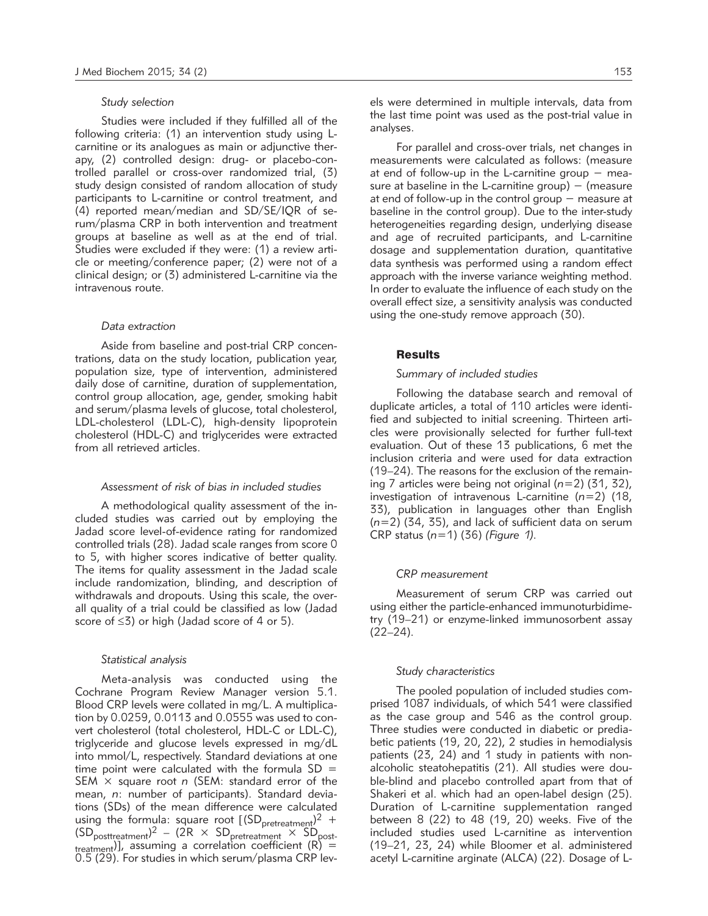### *Study selection*

Studies were included if they fulfilled all of the following criteria: (1) an intervention study using L-carnitine or its analogues as main or adjunctive therapy, (2) controlled design: drug- or placebo-controlled parallel or cross-over randomized trial, (3) study design consisted of random allocation of study participants to L-carnitine or control treatment, and (4) reported mean/median and SD/SE/IQR of serum/plasma CRP in both intervention and treatment groups at baseline as well as at the end of trial. Studies were excluded if they were: (1) a review article or meeting/conference paper; (2) were not of a clinical design; or (3) administered L-carnitine via the intravenous route.

### *Data extraction*

Aside from baseline and post-trial CRP concentrations, data on the study location, publication year, population size, type of intervention, administered daily dose of carnitine, duration of supplementation, control group allocation, age, gender, smoking habit and serum/plasma levels of glucose, total cholesterol, LDL-cholesterol (LDL-C), high-density lipoprotein cholesterol (HDL-C) and triglycerides were extracted from all retrieved articles.

### *Assessment of risk of bias in included studies*

A methodological quality assessment of the included studies was carried out by employing the Jadad score level-of-evidence rating for randomized controlled trials (28). Jadad scale ranges from score 0 to 5, with higher scores indicative of better quality. The items for quality assessment in the Jadad scale include randomization, blinding, and description of withdrawals and dropouts. Using this scale, the overall quality of a trial could be classified as low (Jadad score of ≤3) or high (Jadad score of 4 or 5).

### *Statistical analysis*

Meta-analysis was conducted using the Cochrane Program Review Manager version 5.1. Blood CRP levels were collated in mg/L. A multiplication by 0.0259, 0.0113 and 0.0555 was used to convert cholesterol (total cholesterol, HDL-C or LDL-C), triglyceride and glucose levels expressed in mg/dL into mmol/L, respectively. Standard deviations at one time point were calculated with the formula SD = SEM × square root *n* (SEM: standard error of the mean, *n*: number of participants). Standard deviations (SDs) of the mean difference were calculated using the formula: square root $[(SD_{pretreatment})^2 + (SD_{posttreatment})^2 - (2R \times SD_{pretreatment} \times SD_{posttreatment})]$, assuming a correlation coefficient (R) = 0.5 (29). For studies in which serum/plasma CRP levels were determined in multiple intervals, data from the last time point was used as the post-trial value in analyses.

For parallel and cross-over trials, net changes in measurements were calculated as follows: (measure at end of follow-up in the L-carnitine group – measure at baseline in the L-carnitine group) – (measure at end of follow-up in the control group – measure at baseline in the control group). Due to the inter-study heterogeneities regarding design, underlying disease and age of recruited participants, and L-carnitine dosage and supplementation duration, quantitative data synthesis was performed using a random effect approach with the inverse variance weighting method. In order to evaluate the influence of each study on the overall effect size, a sensitivity analysis was conducted using the one-study remove approach (30).

## Results

### *Summary of included studies*

Following the database search and removal of duplicate articles, a total of 110 articles were identified and subjected to initial screening. Thirteen articles were provisionally selected for further full-text evaluation. Out of these 13 publications, 6 met the inclusion criteria and were used for data extraction (19–24). The reasons for the exclusion of the remaining 7 articles were being not original (*n*=2) (31, 32), investigation of intravenous L-carnitine (*n*=2) (18, 33), publication in languages other than English (*n*=2) (34, 35), and lack of sufficient data on serum CRP status (*n*=1) (36) *(Figure 1)*.

### *CRP measurement*

Measurement of serum CRP was carried out using either the particle-enhanced immunoturbidimetry (19–21) or enzyme-linked immunosorbent assay (22–24).

### *Study characteristics*

The pooled population of included studies comprised 1087 individuals, of which 541 were classified as the case group and 546 as the control group. Three studies were conducted in diabetic or prediabetic patients (19, 20, 22), 2 studies in hemodialysis patients (23, 24) and 1 study in patients with nonalcoholic steatohepatitis (21). All studies were double-blind and placebo controlled apart from that of Shakeri et al. which had an open-label design (25). Duration of L-carnitine supplementation ranged between 8 (22) to 48 (19, 20) weeks. Five of the included studies used L-carnitine as intervention (19–21, 23, 24) while Bloomer et al. administered acetyl L-carnitine arginate (ALCA) (22). Dosage of L-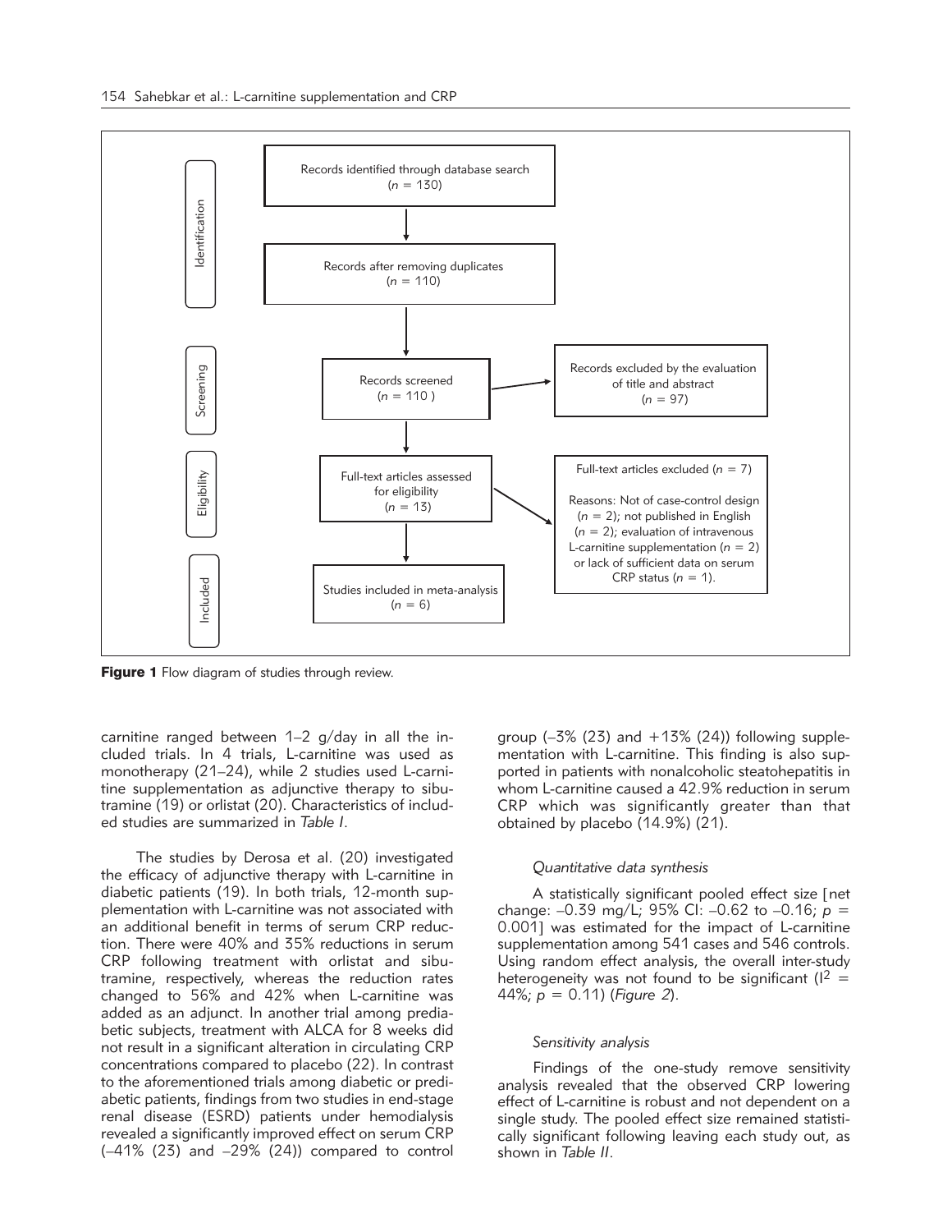Identification

Records identified through database search
($n$ = 130)

Records after removing duplicates
($n$ = 110)

Screening

Records screened
($n$ = 110 )

Records excluded by the evaluation of title and abstract
($n$ = 97)

Eligibility

Full-text articles assessed for eligibility
($n$ = 13)

Full-text articles excluded ($n$ = 7)

Reasons: Not of case-control design ($n$ = 2); not published in English ($n$ = 2); evaluation of intravenous L-carnitine supplementation ($n$ = 2) or lack of sufficient data on serum CRP status ($n$ = 1).

Included

Studies included in meta-analysis
($n$ = 6)

**Figure 1** Flow diagram of studies through review.

carnitine ranged between 1–2 g/day in all the included trials. In 4 trials, L-carnitine was used as monotherapy (21–24), while 2 studies used L-carnitine supplementation as adjunctive therapy to sibutramine (19) or orlistat (20). Characteristics of included studies are summarized in *Table I*.

The studies by Derosa et al. (20) investigated the efficacy of adjunctive therapy with L-carnitine in diabetic patients (19). In both trials, 12-month supplementation with L-carnitine was not associated with an additional benefit in terms of serum CRP reduction. There were 40% and 35% reductions in serum CRP following treatment with orlistat and sibutramine, respectively, whereas the reduction rates changed to 56% and 42% when L-carnitine was added as an adjunct. In another trial among prediabetic subjects, treatment with ALCA for 8 weeks did not result in a significant alteration in circulating CRP concentrations compared to placebo (22). In contrast to the aforementioned trials among diabetic or prediabetic patients, findings from two studies in end-stage renal disease (ESRD) patients under hemodialysis revealed a significantly improved effect on serum CRP (–41% (23) and –29% (24)) compared to control group (–3% (23) and +13% (24)) following supplementation with L-carnitine. This finding is also supported in patients with nonalcoholic steatohepatitis in whom L-carnitine caused a 42.9% reduction in serum CRP which was significantly greater than that obtained by placebo (14.9%) (21).

### *Quantitative data synthesis*

A statistically significant pooled effect size [net change: –0.39 mg/L; 95% CI: –0.62 to –0.16; $p$ = 0.001] was estimated for the impact of L-carnitine supplementation among 541 cases and 546 controls. Using random effect analysis, the overall inter-study heterogeneity was not found to be significant ($I^2$ = 44%; $p$ = 0.11) (*Figure 2*).

### *Sensitivity analysis*

Findings of the one-study remove sensitivity analysis revealed that the observed CRP lowering effect of L-carnitine is robust and not dependent on a single study. The pooled effect size remained statistically significant following leaving each study out, as shown in *Table II*.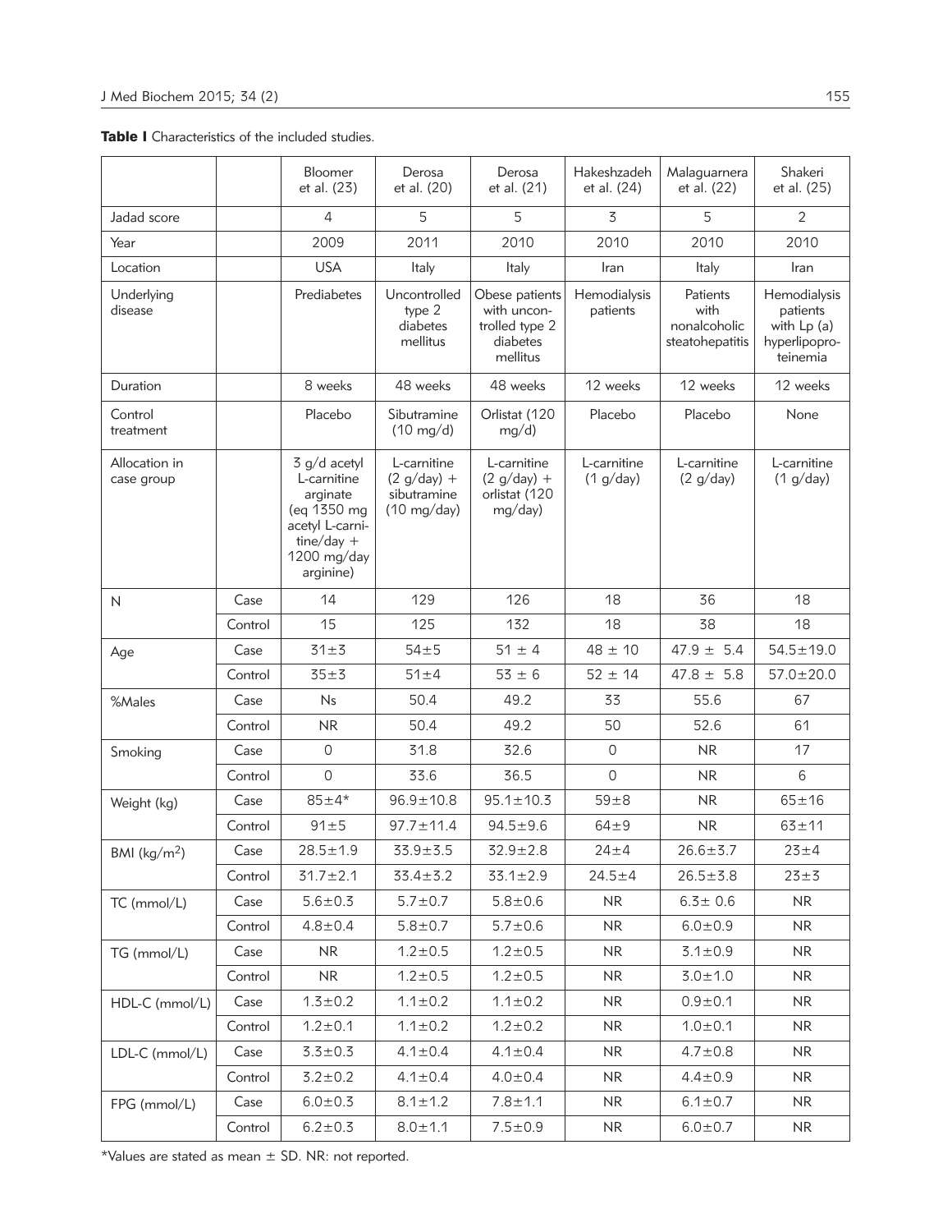**Table I** Characteristics of the included studies.

| | | Bloomer et al. (23) | Derosa et al. (20) | Derosa et al. (21) | Hakeshzadeh et al. (24) | Malaguarnera et al. (22) | Shakeri et al. (25) |
|---|---|---|---|---|---|---|---|
| Jadad score | | 4 | 5 | 5 | 3 | 5 | 2 |
| Year | | 2009 | 2011 | 2010 | 2010 | 2010 | 2010 |
| Location | | USA | Italy | Italy | Iran | Italy | Iran |
| Underlying disease | | Prediabetes | Uncontrolled type 2 diabetes mellitus | Obese patients with uncontrolled type 2 diabetes mellitus | Hemodialysis patients | Patients with nonalcoholic steatohepatitis | Hemodialysis patients with Lp (a) hyperlipoproteinemia |
| Duration | | 8 weeks | 48 weeks | 48 weeks | 12 weeks | 12 weeks | 12 weeks |
| Control treatment | | Placebo | Sibutramine (10 mg/d) | Orlistat (120 mg/d) | Placebo | Placebo | None |
| Allocation in case group | | 3 g/d acetyl L-carnitine arginate (eq 1350 mg acetyl L-carnitine/day + 1200 mg/day arginine) | L-carnitine (2 g/day) + sibutramine (10 mg/day) | L-carnitine (2 g/day) + orlistat (120 mg/day) | L-carnitine (1 g/day) | L-carnitine (2 g/day) | L-carnitine (1 g/day) |
| N | Case | 14 | 129 | 126 | 18 | 36 | 18 |
| | Control | 15 | 125 | 132 | 18 | 38 | 18 |
| Age | Case | 31±3 | 54±5 | 51 ± 4 | 48 ± 10 | 47.9 ± 5.4 | 54.5±19.0 |
| | Control | 35±3 | 51±4 | 53 ± 6 | 52 ± 14 | 47.8 ± 5.8 | 57.0±20.0 |
| %Males | Case | Ns | 50.4 | 49.2 | 33 | 55.6 | 67 |
| | Control | NR | 50.4 | 49.2 | 50 | 52.6 | 61 |
| Smoking | Case | 0 | 31.8 | 32.6 | 0 | NR | 17 |
| | Control | 0 | 33.6 | 36.5 | 0 | NR | 6 |
| Weight (kg) | Case | 85±4* | 96.9±10.8 | 95.1±10.3 | 59±8 | NR | 65±16 |
| | Control | 91±5 | 97.7±11.4 | 94.5±9.6 | 64±9 | NR | 63±11 |
| BMI (kg/m²) | Case | 28.5±1.9 | 33.9±3.5 | 32.9±2.8 | 24±4 | 26.6±3.7 | 23±4 |
| | Control | 31.7±2.1 | 33.4±3.2 | 33.1±2.9 | 24.5±4 | 26.5±3.8 | 23±3 |
| TC (mmol/L) | Case | 5.6±0.3 | 5.7±0.7 | 5.8±0.6 | NR | 6.3± 0.6 | NR |
| | Control | 4.8±0.4 | 5.8±0.7 | 5.7±0.6 | NR | 6.0±0.9 | NR |
| TG (mmol/L) | Case | NR | 1.2±0.5 | 1.2±0.5 | NR | 3.1±0.9 | NR |
| | Control | NR | 1.2±0.5 | 1.2±0.5 | NR | 3.0±1.0 | NR |
| HDL-C (mmol/L) | Case | 1.3±0.2 | 1.1±0.2 | 1.1±0.2 | NR | 0.9±0.1 | NR |
| | Control | 1.2±0.1 | 1.1±0.2 | 1.2±0.2 | NR | 1.0±0.1 | NR |
| LDL-C (mmol/L) | Case | 3.3±0.3 | 4.1±0.4 | 4.1±0.4 | NR | 4.7±0.8 | NR |
| | Control | 3.2±0.2 | 4.1±0.4 | 4.0±0.4 | NR | 4.4±0.9 | NR |
| FPG (mmol/L) | Case | 6.0±0.3 | 8.1±1.2 | 7.8±1.1 | NR | 6.1±0.7 | NR |
| | Control | 6.2±0.3 | 8.0±1.1 | 7.5±0.9 | NR | 6.0±0.7 | NR |

*Values are stated as mean ± SD. NR: not reported.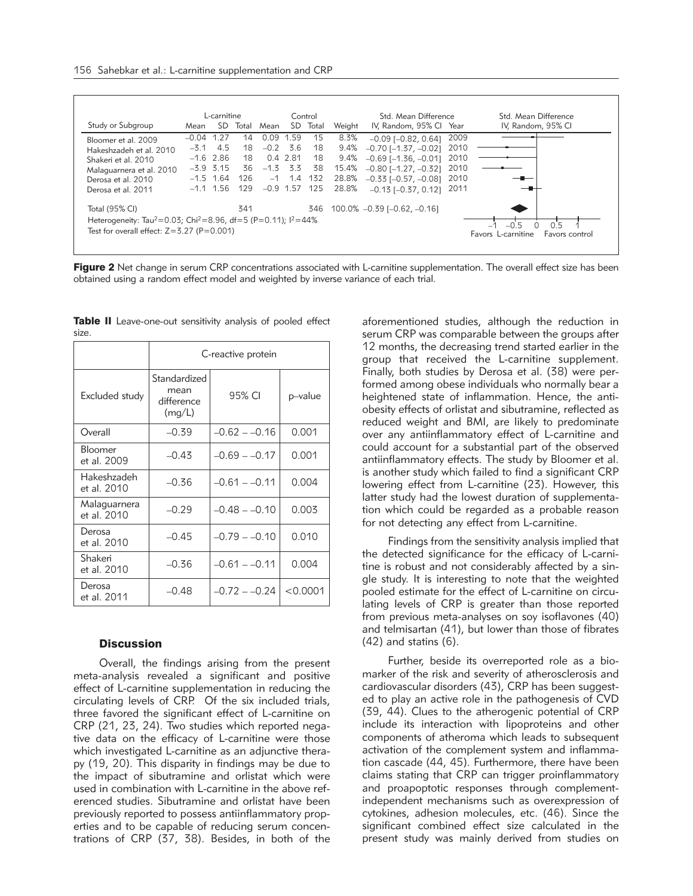| Study or Subgroup | L-carnitine Mean | L-carnitine SD | L-carnitine Total | Control Mean | Control SD | Control Total | Weight | Std. Mean Difference IV, Random, 95% CI | Year |
|---|---|---|---|---|---|---|---|---|---|
| Bloomer et al. 2009 | –0.04 | 1.27 | 14 | 0.09 | 1.59 | 15 | 8.3% | –0.09 [–0.82, 0.64] | 2009 |
| Hakeshzadeh et al. 2010 | –3.1 | 4.5 | 18 | –0.2 | 3.6 | 18 | 9.4% | –0.70 [–1.37, –0.02] | 2010 |
| Shakeri et al. 2010 | –1.6 | 2.86 | 18 | 0.4 | 2.81 | 18 | 9.4% | –0.69 [–1.36, –0.01] | 2010 |
| Malaguarnera et al. 2010 | –3.9 | 3.15 | 36 | –1.3 | 3.3 | 38 | 15.4% | –0.80 [–1.27, –0.32] | 2010 |
| Derosa et al. 2010 | –1.5 | 1.64 | 126 | –1 | 1.4 | 132 | 28.8% | –0.33 [–0.57, –0.08] | 2010 |
| Derosa et al. 2011 | –1.1 | 1.56 | 129 | –0.9 | 1.57 | 125 | 28.8% | –0.13 [–0.37, 0.12] | 2011 |
| Total (95% CI) | | | 341 | | | 346 | 100.0% | –0.39 [–0.62, –0.16] | |

Heterogeneity: $Tau^2=0.03$; $Chi^2=8.96$, $df=5$ ($P=0.11$); $I^2=44\%$
Test for overall effect: $Z=3.27$ ($P=0.001$)

Favors L-carnitine — Favors control

**Figure 2** Net change in serum CRP concentrations associated with L-carnitine supplementation. The overall effect size has been obtained using a random effect model and weighted by inverse variance of each trial.

**Table II** Leave-one-out sensitivity analysis of pooled effect size.

| | C-reactive protein | | |
|---|---|---|---|
| Excluded study | Standardized mean difference (mg/L) | 95% CI | p–value |
| Overall | –0.39 | –0.62 – –0.16 | 0.001 |
| Bloomer et al. 2009 | –0.43 | –0.69 – –0.17 | 0.001 |
| Hakeshzadeh et al. 2010 | –0.36 | –0.61 – –0.11 | 0.004 |
| Malaguarnera et al. 2010 | –0.29 | –0.48 – –0.10 | 0.003 |
| Derosa et al. 2010 | –0.45 | –0.79 – –0.10 | 0.010 |
| Shakeri et al. 2010 | –0.36 | –0.61 – –0.11 | 0.004 |
| Derosa et al. 2011 | –0.48 | –0.72 – –0.24 | <0.0001 |

## Discussion

Overall, the findings arising from the present meta-analysis revealed a significant and positive effect of L-carnitine supplementation in reducing the circulating levels of CRP. Of the six included trials, three favored the significant effect of L-carnitine on CRP (21, 23, 24). Two studies which reported negative data on the efficacy of L-carnitine were those which investigated L-carnitine as an adjunctive therapy (19, 20). This disparity in findings may be due to the impact of sibutramine and orlistat which were used in combination with L-carnitine in the above referenced studies. Sibutramine and orlistat have been previously reported to possess antiinflammatory properties and to be capable of reducing serum concentrations of CRP (37, 38). Besides, in both of the aforementioned studies, although the reduction in serum CRP was comparable between the groups after 12 months, the decreasing trend started earlier in the group that received the L-carnitine supplement. Finally, both studies by Derosa et al. (38) were performed among obese individuals who normally bear a heightened state of inflammation. Hence, the antiobesity effects of orlistat and sibutramine, reflected as reduced weight and BMI, are likely to predominate over any antiinflammatory effect of L-carnitine and could account for a substantial part of the observed antiinflammatory effects. The study by Bloomer et al. is another study which failed to find a significant CRP lowering effect from L-carnitine (23). However, this latter study had the lowest duration of supplementation which could be regarded as a probable reason for not detecting any effect from L-carnitine.

Findings from the sensitivity analysis implied that the detected significance for the efficacy of L-carnitine is robust and not considerably affected by a single study. It is interesting to note that the weighted pooled estimate for the effect of L-carnitine on circulating levels of CRP is greater than those reported from previous meta-analyses on soy isoflavones (40) and telmisartan (41), but lower than those of fibrates (42) and statins (6).

Further, beside its overreported role as a biomarker of the risk and severity of atherosclerosis and cardiovascular disorders (43), CRP has been suggested to play an active role in the pathogenesis of CVD (39, 44). Clues to the atherogenic potential of CRP include its interaction with lipoproteins and other components of atheroma which leads to subsequent activation of the complement system and inflammation cascade (44, 45). Furthermore, there have been claims stating that CRP can trigger proinflammatory and proapoptotic responses through complement-independent mechanisms such as overexpression of cytokines, adhesion molecules, etc. (46). Since the significant combined effect size calculated in the present study was mainly derived from studies on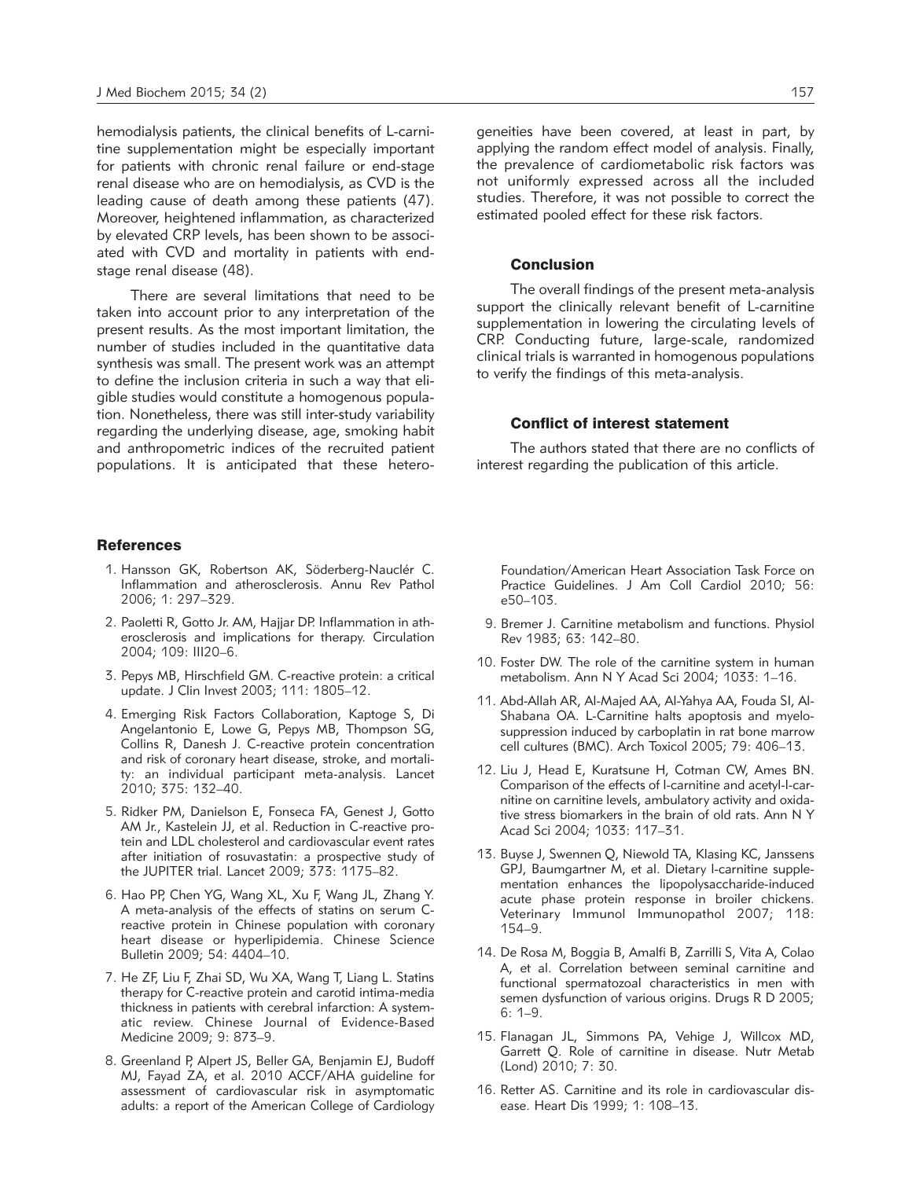hemodialysis patients, the clinical benefits of L-carnitine supplementation might be especially important for patients with chronic renal failure or end-stage renal disease who are on hemodialysis, as CVD is the leading cause of death among these patients (47). Moreover, heightened inflammation, as characterized by elevated CRP levels, has been shown to be associated with CVD and mortality in patients with end-stage renal disease (48).

There are several limitations that need to be taken into account prior to any interpretation of the present results. As the most important limitation, the number of studies included in the quantitative data synthesis was small. The present work was an attempt to define the inclusion criteria in such a way that eligible studies would constitute a homogenous population. Nonetheless, there was still inter-study variability regarding the underlying disease, age, smoking habit and anthropometric indices of the recruited patient populations. It is anticipated that these heterogeneities have been covered, at least in part, by applying the random effect model of analysis. Finally, the prevalence of cardiometabolic risk factors was not uniformly expressed across all the included studies. Therefore, it was not possible to correct the estimated pooled effect for these risk factors.

## Conclusion

The overall findings of the present meta-analysis support the clinically relevant benefit of L-carnitine supplementation in lowering the circulating levels of CRP. Conducting future, large-scale, randomized clinical trials is warranted in homogenous populations to verify the findings of this meta-analysis.

## Conflict of interest statement

The authors stated that there are no conflicts of interest regarding the publication of this article.

## References

1. Hansson GK, Robertson AK, Söderberg-Nauclér C. Inflammation and atherosclerosis. Annu Rev Pathol 2006; 1: 297–329.
2. Paoletti R, Gotto Jr. AM, Hajjar DP. Inflammation in atherosclerosis and implications for therapy. Circulation 2004; 109: III20–6.
3. Pepys MB, Hirschfield GM. C-reactive protein: a critical update. J Clin Invest 2003; 111: 1805–12.
4. Emerging Risk Factors Collaboration, Kaptoge S, Di Angelantonio E, Lowe G, Pepys MB, Thompson SG, Collins R, Danesh J. C-reactive protein concentration and risk of coronary heart disease, stroke, and mortality: an individual participant meta-analysis. Lancet 2010; 375: 132–40.
5. Ridker PM, Danielson E, Fonseca FA, Genest J, Gotto AM Jr., Kastelein JJ, et al. Reduction in C-reactive protein and LDL cholesterol and cardiovascular event rates after initiation of rosuvastatin: a prospective study of the JUPITER trial. Lancet 2009; 373: 1175–82.
6. Hao PP, Chen YG, Wang XL, Xu F, Wang JL, Zhang Y. A meta-analysis of the effects of statins on serum C-reactive protein in Chinese population with coronary heart disease or hyperlipidemia. Chinese Science Bulletin 2009; 54: 4404–10.
7. He ZF, Liu F, Zhai SD, Wu XA, Wang T, Liang L. Statins therapy for C-reactive protein and carotid intima-media thickness in patients with cerebral infarction: A systematic review. Chinese Journal of Evidence-Based Medicine 2009; 9: 873–9.
8. Greenland P, Alpert JS, Beller GA, Benjamin EJ, Budoff MJ, Fayad ZA, et al. 2010 ACCF/AHA guideline for assessment of cardiovascular risk in asymptomatic adults: a report of the American College of Cardiology Foundation/American Heart Association Task Force on Practice Guidelines. J Am Coll Cardiol 2010; 56: e50–103.
9. Bremer J. Carnitine metabolism and functions. Physiol Rev 1983; 63: 142–80.
10. Foster DW. The role of the carnitine system in human metabolism. Ann N Y Acad Sci 2004; 1033: 1–16.
11. Abd-Allah AR, Al-Majed AA, Al-Yahya AA, Fouda SI, Al-Shabana OA. L-Carnitine halts apoptosis and myelosuppression induced by carboplatin in rat bone marrow cell cultures (BMC). Arch Toxicol 2005; 79: 406–13.
12. Liu J, Head E, Kuratsune H, Cotman CW, Ames BN. Comparison of the effects of l-carnitine and acetyl-l-carnitine on carnitine levels, ambulatory activity and oxidative stress biomarkers in the brain of old rats. Ann N Y Acad Sci 2004; 1033: 117–31.
13. Buyse J, Swennen Q, Niewold TA, Klasing KC, Janssens GPJ, Baumgartner M, et al. Dietary l-carnitine supplementation enhances the lipopolysaccharide-induced acute phase protein response in broiler chickens. Veterinary Immunol Immunopathol 2007; 118: 154–9.
14. De Rosa M, Boggia B, Amalfi B, Zarrilli S, Vita A, Colao A, et al. Correlation between seminal carnitine and functional spermatozoal characteristics in men with semen dysfunction of various origins. Drugs R D 2005; 6: 1–9.
15. Flanagan JL, Simmons PA, Vehige J, Willcox MD, Garrett Q. Role of carnitine in disease. Nutr Metab (Lond) 2010; 7: 30.
16. Retter AS. Carnitine and its role in cardiovascular disease. Heart Dis 1999; 1: 108–13.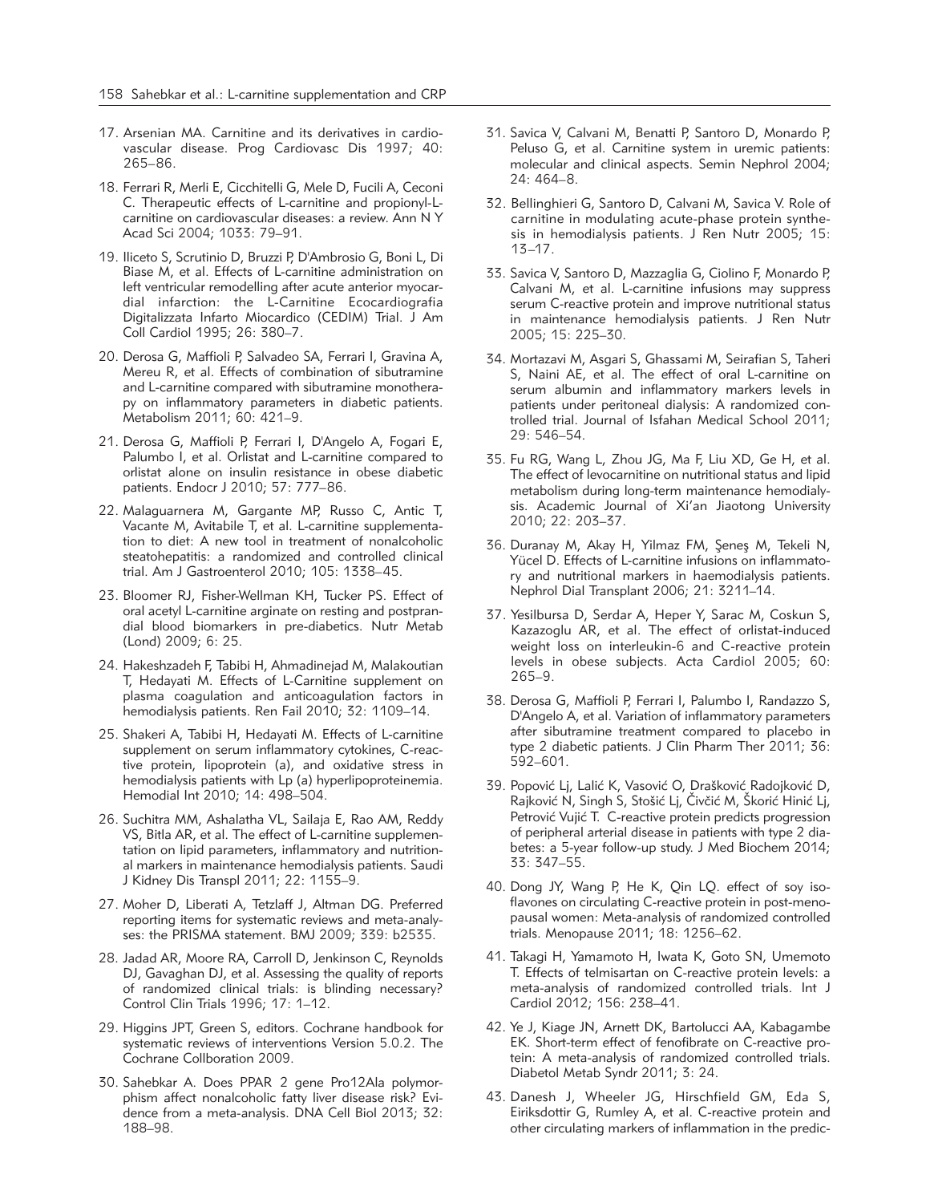17. Arsenian MA. Carnitine and its derivatives in cardiovascular disease. Prog Cardiovasc Dis 1997; 40: 265–86.

18. Ferrari R, Merli E, Cicchitelli G, Mele D, Fucili A, Ceconi C. Therapeutic effects of L-carnitine and propionyl-L-carnitine on cardiovascular diseases: a review. Ann N Y Acad Sci 2004; 1033: 79–91.

19. Iliceto S, Scrutinio D, Bruzzi P, D'Ambrosio G, Boni L, Di Biase M, et al. Effects of L-carnitine administration on left ventricular remodelling after acute anterior myocardial infarction: the L-Carnitine Ecocardiografia Digitalizzata Infarto Miocardico (CEDIM) Trial. J Am Coll Cardiol 1995; 26: 380–7.

20. Derosa G, Maffioli P, Salvadeo SA, Ferrari I, Gravina A, Mereu R, et al. Effects of combination of sibutramine and L-carnitine compared with sibutramine monotherapy on inflammatory parameters in diabetic patients. Metabolism 2011; 60: 421–9.

21. Derosa G, Maffioli P, Ferrari I, D'Angelo A, Fogari E, Palumbo I, et al. Orlistat and L-carnitine compared to orlistat alone on insulin resistance in obese diabetic patients. Endocr J 2010; 57: 777–86.

22. Malaguarnera M, Gargante MP, Russo C, Antic T, Vacante M, Avitabile T, et al. L-carnitine supplementation to diet: A new tool in treatment of nonalcoholic steatohepatitis: a randomized and controlled clinical trial. Am J Gastroenterol 2010; 105: 1338–45.

23. Bloomer RJ, Fisher-Wellman KH, Tucker PS. Effect of oral acetyl L-carnitine arginate on resting and postprandial blood biomarkers in pre-diabetics. Nutr Metab (Lond) 2009; 6: 25.

24. Hakeshzadeh F, Tabibi H, Ahmadinejad M, Malakoutian T, Hedayati M. Effects of L-Carnitine supplement on plasma coagulation and anticoagulation factors in hemodialysis patients. Ren Fail 2010; 32: 1109–14.

25. Shakeri A, Tabibi H, Hedayati M. Effects of L-carnitine supplement on serum inflammatory cytokines, C-reactive protein, lipoprotein (a), and oxidative stress in hemodialysis patients with Lp (a) hyperlipoproteinemia. Hemodial Int 2010; 14: 498–504.

26. Suchitra MM, Ashalatha VL, Sailaja E, Rao AM, Reddy VS, Bitla AR, et al. The effect of L-carnitine supplementation on lipid parameters, inflammatory and nutritional markers in maintenance hemodialysis patients. Saudi J Kidney Dis Transpl 2011; 22: 1155–9.

27. Moher D, Liberati A, Tetzlaff J, Altman DG. Preferred reporting items for systematic reviews and meta-analyses: the PRISMA statement. BMJ 2009; 339: b2535.

28. Jadad AR, Moore RA, Carroll D, Jenkinson C, Reynolds DJ, Gavaghan DJ, et al. Assessing the quality of reports of randomized clinical trials: is blinding necessary? Control Clin Trials 1996; 17: 1–12.

29. Higgins JPT, Green S, editors. Cochrane handbook for systematic reviews of interventions Version 5.0.2. The Cochrane Collboration 2009.

30. Sahebkar A. Does PPAR 2 gene Pro12Ala polymorphism affect nonalcoholic fatty liver disease risk? Evidence from a meta-analysis. DNA Cell Biol 2013; 32: 188–98.

31. Savica V, Calvani M, Benatti P, Santoro D, Monardo P, Peluso G, et al. Carnitine system in uremic patients: molecular and clinical aspects. Semin Nephrol 2004; 24: 464–8.

32. Bellinghieri G, Santoro D, Calvani M, Savica V. Role of carnitine in modulating acute-phase protein synthesis in hemodialysis patients. J Ren Nutr 2005; 15: 13–17.

33. Savica V, Santoro D, Mazzaglia G, Ciolino F, Monardo P, Calvani M, et al. L-carnitine infusions may suppress serum C-reactive protein and improve nutritional status in maintenance hemodialysis patients. J Ren Nutr 2005; 15: 225–30.

34. Mortazavi M, Asgari S, Ghassami M, Seirafian S, Taheri S, Naini AE, et al. The effect of oral L-carnitine on serum albumin and inflammatory markers levels in patients under peritoneal dialysis: A randomized controlled trial. Journal of Isfahan Medical School 2011; 29: 546–54.

35. Fu RG, Wang L, Zhou JG, Ma F, Liu XD, Ge H, et al. The effect of levocarnitine on nutritional status and lipid metabolism during long-term maintenance hemodialysis. Academic Journal of Xi'an Jiaotong University 2010; 22: 203–37.

36. Duranay M, Akay H, Yilmaz FM, Şeneş M, Tekeli N, Yücel D. Effects of L-carnitine infusions on inflammatory and nutritional markers in haemodialysis patients. Nephrol Dial Transplant 2006; 21: 3211–14.

37. Yesilbursa D, Serdar A, Heper Y, Sarac M, Coskun S, Kazazoglu AR, et al. The effect of orlistat-induced weight loss on interleukin-6 and C-reactive protein levels in obese subjects. Acta Cardiol 2005; 60: 265–9.

38. Derosa G, Maffioli P, Ferrari I, Palumbo I, Randazzo S, D'Angelo A, et al. Variation of inflammatory parameters after sibutramine treatment compared to placebo in type 2 diabetic patients. J Clin Pharm Ther 2011; 36: 592–601.

39. Popović Lj, Lalić K, Vasović O, Drašković Radojković D, Rajković N, Singh S, Stošić Lj, Čivčić M, Škorić Hinić Lj, Petrović Vujić T. C-reactive protein predicts progression of peripheral arterial disease in patients with type 2 diabetes: a 5-year follow-up study. J Med Biochem 2014; 33: 347–55.

40. Dong JY, Wang P, He K, Qin LQ. effect of soy isoflavones on circulating C-reactive protein in post-menopausal women: Meta-analysis of randomized controlled trials. Menopause 2011; 18: 1256–62.

41. Takagi H, Yamamoto H, Iwata K, Goto SN, Umemoto T. Effects of telmisartan on C-reactive protein levels: a meta-analysis of randomized controlled trials. Int J Cardiol 2012; 156: 238–41.

42. Ye J, Kiage JN, Arnett DK, Bartolucci AA, Kabagambe EK. Short-term effect of fenofibrate on C-reactive protein: A meta-analysis of randomized controlled trials. Diabetol Metab Syndr 2011; 3: 24.

43. Danesh J, Wheeler JG, Hirschfield GM, Eda S, Eiriksdottir G, Rumley A, et al. C-reactive protein and other circulating markers of inflammation in the predic-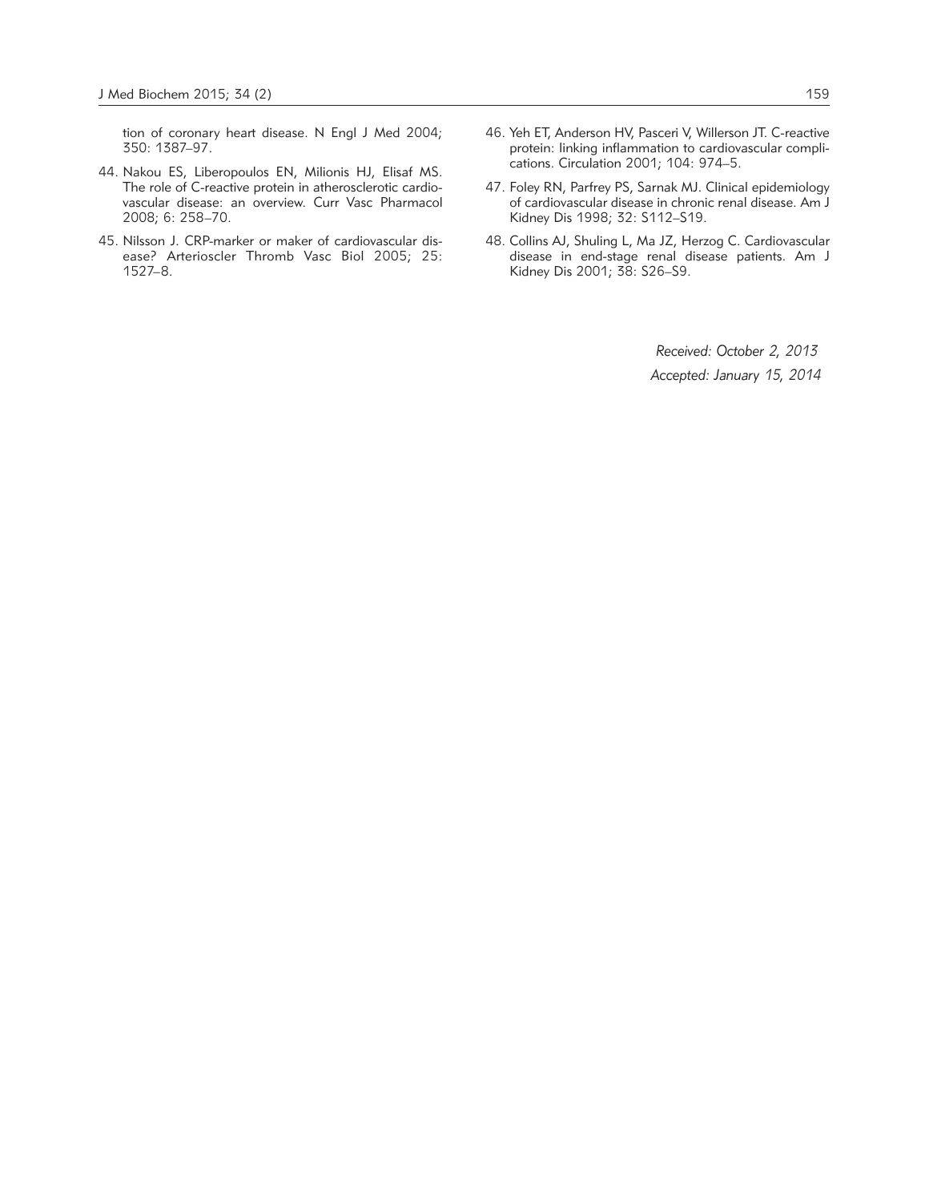tion of coronary heart disease. N Engl J Med 2004; 350: 1387–97.

44. Nakou ES, Liberopoulos EN, Milionis HJ, Elisaf MS. The role of C-reactive protein in atherosclerotic cardiovascular disease: an overview. Curr Vasc Pharmacol 2008; 6: 258–70.

45. Nilsson J. CRP-marker or maker of cardiovascular disease? Arterioscler Thromb Vasc Biol 2005; 25: 1527–8.

46. Yeh ET, Anderson HV, Pasceri V, Willerson JT. C-reactive protein: linking inflammation to cardiovascular complications. Circulation 2001; 104: 974–5.

47. Foley RN, Parfrey PS, Sarnak MJ. Clinical epidemiology of cardiovascular disease in chronic renal disease. Am J Kidney Dis 1998; 32: S112–S19.

48. Collins AJ, Shuling L, Ma JZ, Herzog C. Cardiovascular disease in end-stage renal disease patients. Am J Kidney Dis 2001; 38: S26–S9.

*Received: October 2, 2013*
*Accepted: January 15, 2014*